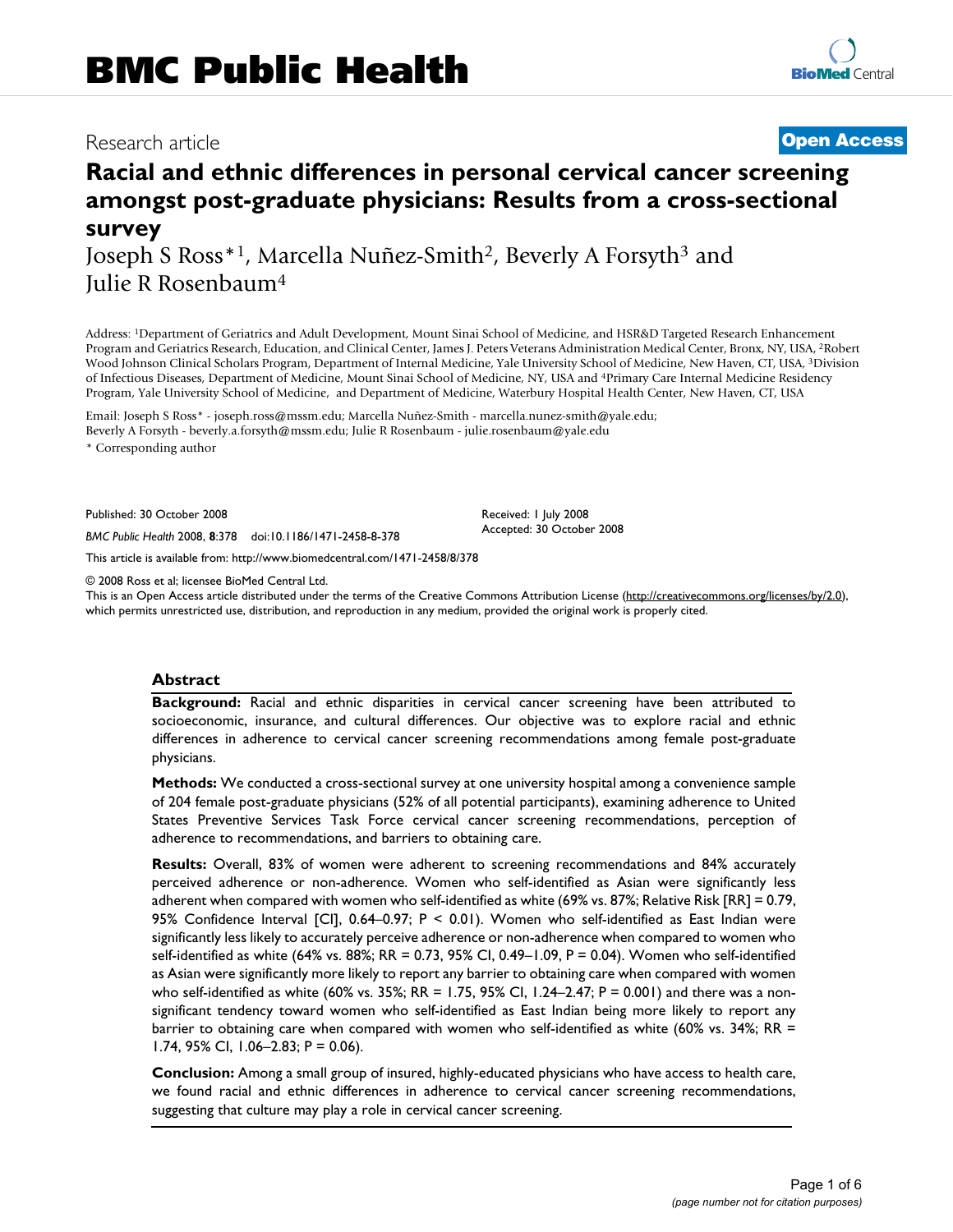BMC Public Health

Research article

**Open Access**

# Racial and ethnic differences in personal cervical cancer screening amongst post-graduate physicians: Results from a cross-sectional survey

Joseph S Ross*[1], Marcella Nuñez-Smith[2], Beverly A Forsyth[3] and Julie R Rosenbaum[4]

Address: [1]Department of Geriatrics and Adult Development, Mount Sinai School of Medicine, and HSR&D Targeted Research Enhancement Program and Geriatrics Research, Education, and Clinical Center, James J. Peters Veterans Administration Medical Center, Bronx, NY, USA, [2]Robert Wood Johnson Clinical Scholars Program, Department of Internal Medicine, Yale University School of Medicine, New Haven, CT, USA, [3]Division of Infectious Diseases, Department of Medicine, Mount Sinai School of Medicine, NY, USA and [4]Primary Care Internal Medicine Residency Program, Yale University School of Medicine, and Department of Medicine, Waterbury Hospital Health Center, New Haven, CT, USA

Email: Joseph S Ross* - joseph.ross@mssm.edu; Marcella Nuñez-Smith - marcella.nunez-smith@yale.edu; Beverly A Forsyth - beverly.a.forsyth@mssm.edu; Julie R Rosenbaum - julie.rosenbaum@yale.edu

\* Corresponding author

Published: 30 October 2008

*BMC Public Health* 2008, **8**:378 doi:10.1186/1471-2458-8-378

Received: 1 July 2008
Accepted: 30 October 2008

This article is available from: http://www.biomedcentral.com/1471-2458/8/378

© 2008 Ross et al; licensee BioMed Central Ltd.
This is an Open Access article distributed under the terms of the Creative Commons Attribution License (http://creativecommons.org/licenses/by/2.0), which permits unrestricted use, distribution, and reproduction in any medium, provided the original work is properly cited.

## Abstract

**Background:** Racial and ethnic disparities in cervical cancer screening have been attributed to socioeconomic, insurance, and cultural differences. Our objective was to explore racial and ethnic differences in adherence to cervical cancer screening recommendations among female post-graduate physicians.

**Methods:** We conducted a cross-sectional survey at one university hospital among a convenience sample of 204 female post-graduate physicians (52% of all potential participants), examining adherence to United States Preventive Services Task Force cervical cancer screening recommendations, perception of adherence to recommendations, and barriers to obtaining care.

**Results:** Overall, 83% of women were adherent to screening recommendations and 84% accurately perceived adherence or non-adherence. Women who self-identified as Asian were significantly less adherent when compared with women who self-identified as white (69% vs. 87%; Relative Risk [RR] = 0.79, 95% Confidence Interval [CI], 0.64–0.97; $P < 0.01$). Women who self-identified as East Indian were significantly less likely to accurately perceive adherence or non-adherence when compared to women who self-identified as white (64% vs. 88%; RR = 0.73, 95% CI, 0.49–1.09, $P = 0.04$). Women who self-identified as Asian were significantly more likely to report any barrier to obtaining care when compared with women who self-identified as white (60% vs. 35%; RR = 1.75, 95% CI, 1.24–2.47; $P = 0.001$) and there was a non-significant tendency toward women who self-identified as East Indian being more likely to report any barrier to obtaining care when compared with women who self-identified as white (60% vs. 34%; RR = 1.74, 95% CI, 1.06–2.83; $P = 0.06$).

**Conclusion:** Among a small group of insured, highly-educated physicians who have access to health care, we found racial and ethnic differences in adherence to cervical cancer screening recommendations, suggesting that culture may play a role in cervical cancer screening.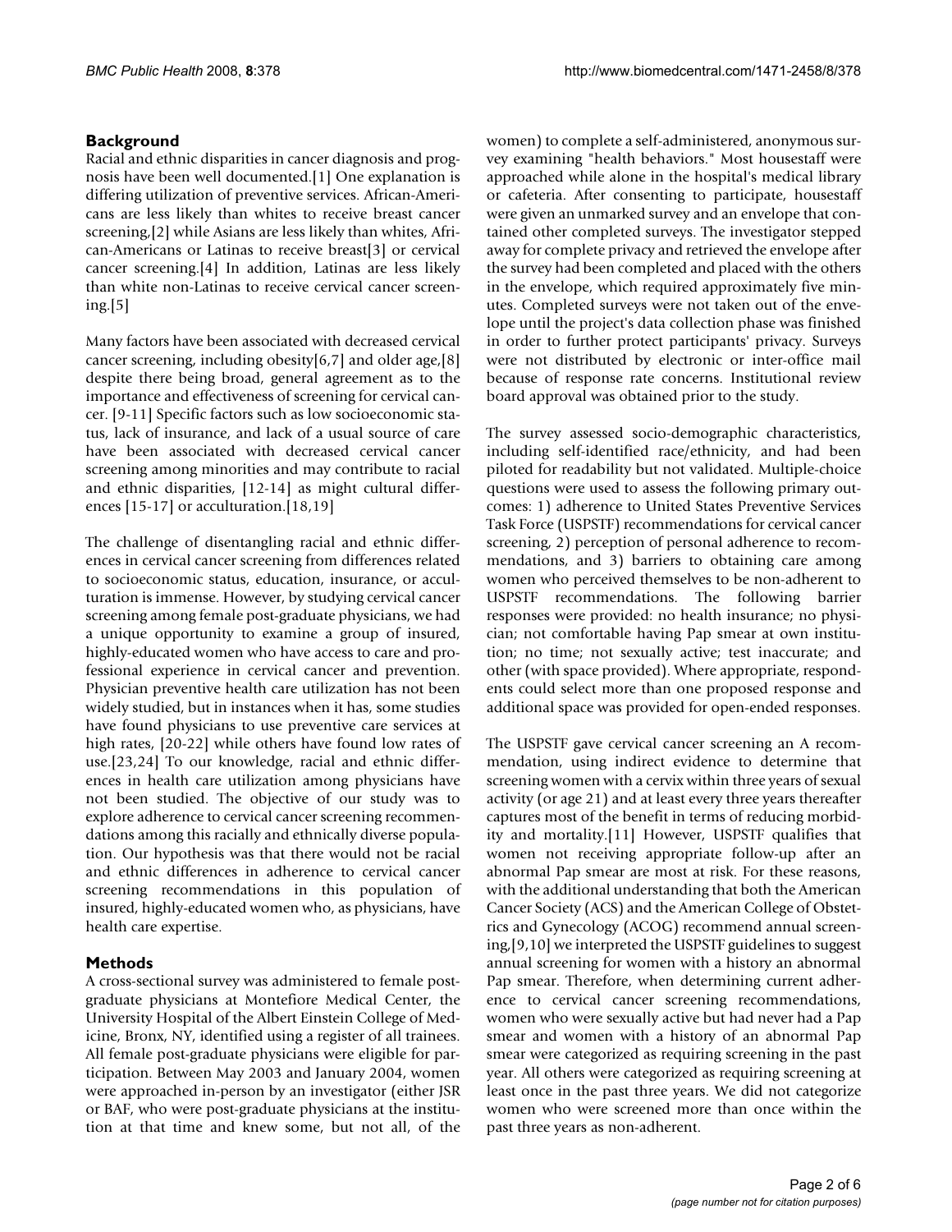## Background

Racial and ethnic disparities in cancer diagnosis and prognosis have been well documented.[1] One explanation is differing utilization of preventive services. African-Americans are less likely than whites to receive breast cancer screening,[2] while Asians are less likely than whites, African-Americans or Latinas to receive breast[3] or cervical cancer screening.[4] In addition, Latinas are less likely than white non-Latinas to receive cervical cancer screening.[5]

Many factors have been associated with decreased cervical cancer screening, including obesity[6,7] and older age,[8] despite there being broad, general agreement as to the importance and effectiveness of screening for cervical cancer. [9-11] Specific factors such as low socioeconomic status, lack of insurance, and lack of a usual source of care have been associated with decreased cervical cancer screening among minorities and may contribute to racial and ethnic disparities, [12-14] as might cultural differences [15-17] or acculturation.[18,19]

The challenge of disentangling racial and ethnic differences in cervical cancer screening from differences related to socioeconomic status, education, insurance, or acculturation is immense. However, by studying cervical cancer screening among female post-graduate physicians, we had a unique opportunity to examine a group of insured, highly-educated women who have access to care and professional experience in cervical cancer and prevention. Physician preventive health care utilization has not been widely studied, but in instances when it has, some studies have found physicians to use preventive care services at high rates, [20-22] while others have found low rates of use.[23,24] To our knowledge, racial and ethnic differences in health care utilization among physicians have not been studied. The objective of our study was to explore adherence to cervical cancer screening recommendations among this racially and ethnically diverse population. Our hypothesis was that there would not be racial and ethnic differences in adherence to cervical cancer screening recommendations in this population of insured, highly-educated women who, as physicians, have health care expertise.

## Methods

A cross-sectional survey was administered to female post-graduate physicians at Montefiore Medical Center, the University Hospital of the Albert Einstein College of Medicine, Bronx, NY, identified using a register of all trainees. All female post-graduate physicians were eligible for participation. Between May 2003 and January 2004, women were approached in-person by an investigator (either JSR or BAF, who were post-graduate physicians at the institution at that time and knew some, but not all, of the women) to complete a self-administered, anonymous survey examining "health behaviors." Most housestaff were approached while alone in the hospital's medical library or cafeteria. After consenting to participate, housestaff were given an unmarked survey and an envelope that contained other completed surveys. The investigator stepped away for complete privacy and retrieved the envelope after the survey had been completed and placed with the others in the envelope, which required approximately five minutes. Completed surveys were not taken out of the envelope until the project's data collection phase was finished in order to further protect participants' privacy. Surveys were not distributed by electronic or inter-office mail because of response rate concerns. Institutional review board approval was obtained prior to the study.

The survey assessed socio-demographic characteristics, including self-identified race/ethnicity, and had been piloted for readability but not validated. Multiple-choice questions were used to assess the following primary outcomes: 1) adherence to United States Preventive Services Task Force (USPSTF) recommendations for cervical cancer screening, 2) perception of personal adherence to recommendations, and 3) barriers to obtaining care among women who perceived themselves to be non-adherent to USPSTF recommendations. The following barrier responses were provided: no health insurance; no physician; not comfortable having Pap smear at own institution; no time; not sexually active; test inaccurate; and other (with space provided). Where appropriate, respondents could select more than one proposed response and additional space was provided for open-ended responses.

The USPSTF gave cervical cancer screening an A recommendation, using indirect evidence to determine that screening women with a cervix within three years of sexual activity (or age 21) and at least every three years thereafter captures most of the benefit in terms of reducing morbidity and mortality.[11] However, USPSTF qualifies that women not receiving appropriate follow-up after an abnormal Pap smear are most at risk. For these reasons, with the additional understanding that both the American Cancer Society (ACS) and the American College of Obstetrics and Gynecology (ACOG) recommend annual screening,[9,10] we interpreted the USPSTF guidelines to suggest annual screening for women with a history an abnormal Pap smear. Therefore, when determining current adherence to cervical cancer screening recommendations, women who were sexually active but had never had a Pap smear and women with a history of an abnormal Pap smear were categorized as requiring screening in the past year. All others were categorized as requiring screening at least once in the past three years. We did not categorize women who were screened more than once within the past three years as non-adherent.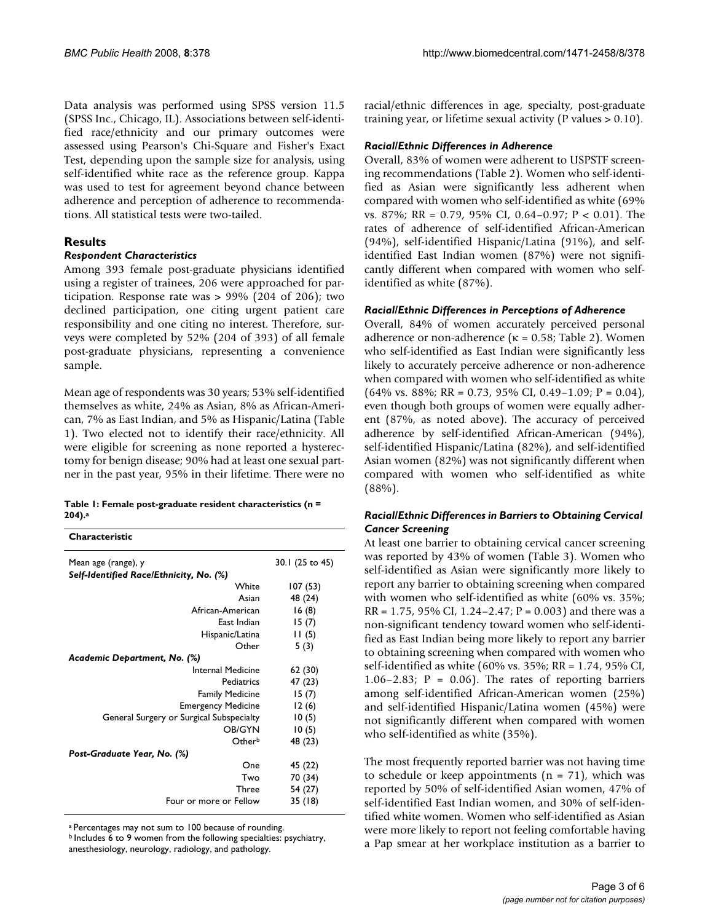Data analysis was performed using SPSS version 11.5 (SPSS Inc., Chicago, IL). Associations between self-identified race/ethnicity and our primary outcomes were assessed using Pearson's Chi-Square and Fisher's Exact Test, depending upon the sample size for analysis, using self-identified white race as the reference group. Kappa was used to test for agreement beyond chance between adherence and perception of adherence to recommendations. All statistical tests were two-tailed.

## Results

### *Respondent Characteristics*

Among 393 female post-graduate physicians identified using a register of trainees, 206 were approached for participation. Response rate was > 99% (204 of 206); two declined participation, one citing urgent patient care responsibility and one citing no interest. Therefore, surveys were completed by 52% (204 of 393) of all female post-graduate physicians, representing a convenience sample.

Mean age of respondents was 30 years; 53% self-identified themselves as white, 24% as Asian, 8% as African-American, 7% as East Indian, and 5% as Hispanic/Latina (Table 1). Two elected not to identify their race/ethnicity. All were eligible for screening as none reported a hysterectomy for benign disease; 90% had at least one sexual partner in the past year, 95% in their lifetime. There were no racial/ethnic differences in age, specialty, post-graduate training year, or lifetime sexual activity (P values > 0.10).

**Table 1: Female post-graduate resident characteristics (n = 204).[a]**

| Characteristic | |
|---|---|
| Mean age (range), y | 30.1 (25 to 45) |
| ***Self-Identified Race/Ethnicity, No. (%)*** | |
| White | 107 (53) |
| Asian | 48 (24) |
| African-American | 16 (8) |
| East Indian | 15 (7) |
| Hispanic/Latina | 11 (5) |
| Other | 5 (3) |
| ***Academic Department, No. (%)*** | |
| Internal Medicine | 62 (30) |
| Pediatrics | 47 (23) |
| Family Medicine | 15 (7) |
| Emergency Medicine | 12 (6) |
| General Surgery or Surgical Subspecialty | 10 (5) |
| OB/GYN | 10 (5) |
| Other[b] | 48 (23) |
| ***Post-Graduate Year, No. (%)*** | |
| One | 45 (22) |
| Two | 70 (34) |
| Three | 54 (27) |
| Four or more or Fellow | 35 (18) |

[a] Percentages may not sum to 100 because of rounding.
[b] Includes 6 to 9 women from the following specialties: psychiatry, anesthesiology, neurology, radiology, and pathology.

### *Racial/Ethnic Differences in Adherence*

Overall, 83% of women were adherent to USPSTF screening recommendations (Table 2). Women who self-identified as Asian were significantly less adherent when compared with women who self-identified as white (69% vs. 87%; RR = 0.79, 95% CI, 0.64–0.97; P < 0.01). The rates of adherence of self-identified African-American (94%), self-identified Hispanic/Latina (91%), and self-identified East Indian women (87%) were not significantly different when compared with women who self-identified as white (87%).

### *Racial/Ethnic Differences in Perceptions of Adherence*

Overall, 84% of women accurately perceived personal adherence or non-adherence ($\kappa = 0.58$; Table 2). Women who self-identified as East Indian were significantly less likely to accurately perceive adherence or non-adherence when compared with women who self-identified as white (64% vs. 88%; RR = 0.73, 95% CI, 0.49–1.09; P = 0.04), even though both groups of women were equally adherent (87%, as noted above). The accuracy of perceived adherence by self-identified African-American (94%), self-identified Hispanic/Latina (82%), and self-identified Asian women (82%) was not significantly different when compared with women who self-identified as white (88%).

### *Racial/Ethnic Differences in Barriers to Obtaining Cervical Cancer Screening*

At least one barrier to obtaining cervical cancer screening was reported by 43% of women (Table 3). Women who self-identified as Asian were significantly more likely to report any barrier to obtaining screening when compared with women who self-identified as white (60% vs. 35%; RR = 1.75, 95% CI, 1.24–2.47; P = 0.003) and there was a non-significant tendency toward women who self-identified as East Indian being more likely to report any barrier to obtaining screening when compared with women who self-identified as white (60% vs. 35%; RR = 1.74, 95% CI, 1.06–2.83; P = 0.06). The rates of reporting barriers among self-identified African-American women (25%) and self-identified Hispanic/Latina women (45%) were not significantly different when compared with women who self-identified as white (35%).

The most frequently reported barrier was not having time to schedule or keep appointments (n = 71), which was reported by 50% of self-identified Asian women, 47% of self-identified East Indian women, and 30% of self-identified white women. Women who self-identified as Asian were more likely to report not feeling comfortable having a Pap smear at her workplace institution as a barrier to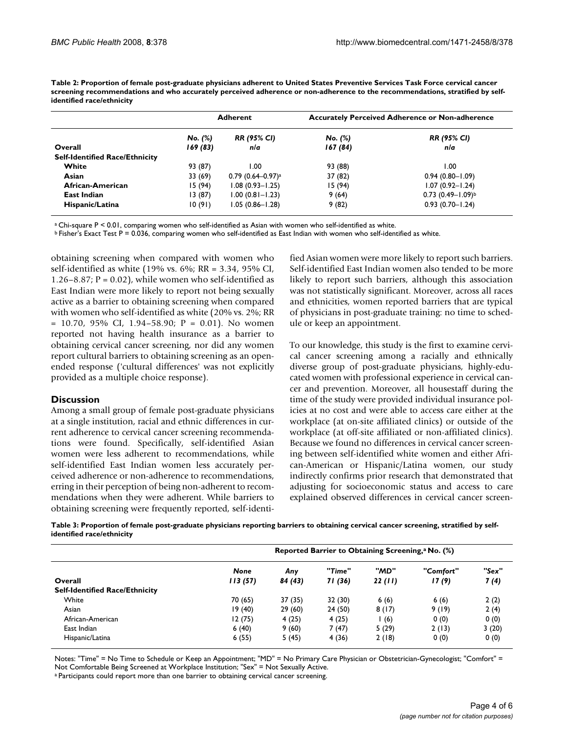**Table 2: Proportion of female post-graduate physicians adherent to United States Preventive Services Task Force cervical cancer screening recommendations and who accurately perceived adherence or non-adherence to the recommendations, stratified by self-identified race/ethnicity**

| | Adherent | | Accurately Perceived Adherence or Non-adherence | |
|---|---|---|---|---|
| | *No. (%)* | *RR (95% CI)* | *No. (%)* | *RR (95% CI)* |
| **Overall** | *169 (83)* | *n/a* | *167 (84)* | *n/a* |
| **Self-Identified Race/Ethnicity** | | | | |
| **White** | 93 (87) | 1.00 | 93 (88) | 1.00 |
| **Asian** | 33 (69) | 0.79 (0.64–0.97)[a] | 37 (82) | 0.94 (0.80–1.09) |
| **African-American** | 15 (94) | 1.08 (0.93–1.25) | 15 (94) | 1.07 (0.92–1.24) |
| **East Indian** | 13 (87) | 1.00 (0.81–1.23) | 9 (64) | 0.73 (0.49–1.09)[b] |
| **Hispanic/Latina** | 10 (91) | 1.05 (0.86–1.28) | 9 (82) | 0.93 (0.70–1.24) |

[a] Chi-square P < 0.01, comparing women who self-identified as Asian with women who self-identified as white.
[b] Fisher's Exact Test P = 0.036, comparing women who self-identified as East Indian with women who self-identified as white.

obtaining screening when compared with women who self-identified as white (19% vs. 6%; RR = 3.34, 95% CI, 1.26–8.87; P = 0.02), while women who self-identified as East Indian were more likely to report not being sexually active as a barrier to obtaining screening when compared with women who self-identified as white (20% vs. 2%; RR = 10.70, 95% CI, 1.94–58.90; P = 0.01). No women reported not having health insurance as a barrier to obtaining cervical cancer screening, nor did any women report cultural barriers to obtaining screening as an open-ended response ('cultural differences' was not explicitly provided as a multiple choice response).

## Discussion

Among a small group of female post-graduate physicians at a single institution, racial and ethnic differences in current adherence to cervical cancer screening recommendations were found. Specifically, self-identified Asian women were less adherent to recommendations, while self-identified East Indian women less accurately perceived adherence or non-adherence to recommendations, erring in their perception of being non-adherent to recommendations when they were adherent. While barriers to obtaining screening were frequently reported, self-identified Asian women were more likely to report such barriers. Self-identified East Indian women also tended to be more likely to report such barriers, although this association was not statistically significant. Moreover, across all races and ethnicities, women reported barriers that are typical of physicians in post-graduate training: no time to schedule or keep an appointment.

To our knowledge, this study is the first to examine cervical cancer screening among a racially and ethnically diverse group of post-graduate physicians, highly-educated women with professional experience in cervical cancer and prevention. Moreover, all housestaff during the time of the study were provided individual insurance policies at no cost and were able to access care either at the workplace (at on-site affiliated clinics) or outside of the workplace (at off-site affiliated or non-affiliated clinics). Because we found no differences in cervical cancer screening between self-identified white women and either African-American or Hispanic/Latina women, our study indirectly confirms prior research that demonstrated that adjusting for socioeconomic status and access to care explained observed differences in cervical cancer screen-

**Table 3: Proportion of female post-graduate physicians reporting barriers to obtaining cervical cancer screening, stratified by self-identified race/ethnicity**

| | Reported Barrier to Obtaining Screening,[a] No. (%) | | | | | |
|---|---|---|---|---|---|---|
| | *None* | *Any* | *"Time"* | *"MD"* | *"Comfort"* | *"Sex"* |
| **Overall** | *113 (57)* | *84 (43)* | *71 (36)* | *22 (11)* | *17 (9)* | *7 (4)* |
| **Self-Identified Race/Ethnicity** | | | | | | |
| White | 70 (65) | 37 (35) | 32 (30) | 6 (6) | 6 (6) | 2 (2) |
| Asian | 19 (40) | 29 (60) | 24 (50) | 8 (17) | 9 (19) | 2 (4) |
| African-American | 12 (75) | 4 (25) | 4 (25) | 1 (6) | 0 (0) | 0 (0) |
| East Indian | 6 (40) | 9 (60) | 7 (47) | 5 (29) | 2 (13) | 3 (20) |
| Hispanic/Latina | 6 (55) | 5 (45) | 4 (36) | 2 (18) | 0 (0) | 0 (0) |

Notes: "Time" = No Time to Schedule or Keep an Appointment; "MD" = No Primary Care Physician or Obstetrician-Gynecologist; "Comfort" = Not Comfortable Being Screened at Workplace Institution; "Sex" = Not Sexually Active.
[a] Participants could report more than one barrier to obtaining cervical cancer screening.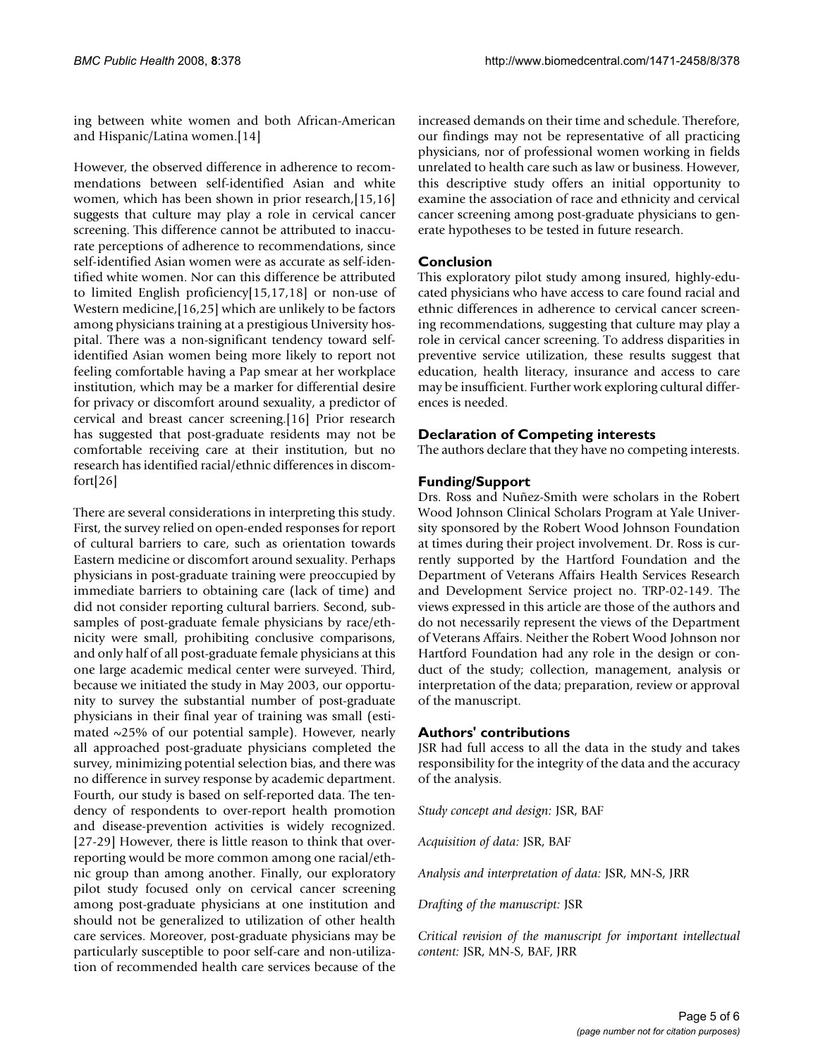ing between white women and both African-American and Hispanic/Latina women.[14]

However, the observed difference in adherence to recommendations between self-identified Asian and white women, which has been shown in prior research,[15,16] suggests that culture may play a role in cervical cancer screening. This difference cannot be attributed to inaccurate perceptions of adherence to recommendations, since self-identified Asian women were as accurate as self-identified white women. Nor can this difference be attributed to limited English proficiency[15,17,18] or non-use of Western medicine,[16,25] which are unlikely to be factors among physicians training at a prestigious University hospital. There was a non-significant tendency toward self-identified Asian women being more likely to report not feeling comfortable having a Pap smear at her workplace institution, which may be a marker for differential desire for privacy or discomfort around sexuality, a predictor of cervical and breast cancer screening.[16] Prior research has suggested that post-graduate residents may not be comfortable receiving care at their institution, but no research has identified racial/ethnic differences in discomfort[26]

There are several considerations in interpreting this study. First, the survey relied on open-ended responses for report of cultural barriers to care, such as orientation towards Eastern medicine or discomfort around sexuality. Perhaps physicians in post-graduate training were preoccupied by immediate barriers to obtaining care (lack of time) and did not consider reporting cultural barriers. Second, sub-samples of post-graduate female physicians by race/ethnicity were small, prohibiting conclusive comparisons, and only half of all post-graduate female physicians at this one large academic medical center were surveyed. Third, because we initiated the study in May 2003, our opportunity to survey the substantial number of post-graduate physicians in their final year of training was small (estimated ~25% of our potential sample). However, nearly all approached post-graduate physicians completed the survey, minimizing potential selection bias, and there was no difference in survey response by academic department. Fourth, our study is based on self-reported data. The tendency of respondents to over-report health promotion and disease-prevention activities is widely recognized.[27-29] However, there is little reason to think that over-reporting would be more common among one racial/ethnic group than among another. Finally, our exploratory pilot study focused only on cervical cancer screening among post-graduate physicians at one institution and should not be generalized to utilization of other health care services. Moreover, post-graduate physicians may be particularly susceptible to poor self-care and non-utilization of recommended health care services because of the increased demands on their time and schedule. Therefore, our findings may not be representative of all practicing physicians, nor of professional women working in fields unrelated to health care such as law or business. However, this descriptive study offers an initial opportunity to examine the association of race and ethnicity and cervical cancer screening among post-graduate physicians to generate hypotheses to be tested in future research.

## Conclusion

This exploratory pilot study among insured, highly-educated physicians who have access to care found racial and ethnic differences in adherence to cervical cancer screening recommendations, suggesting that culture may play a role in cervical cancer screening. To address disparities in preventive service utilization, these results suggest that education, health literacy, insurance and access to care may be insufficient. Further work exploring cultural differences is needed.

## Declaration of Competing interests

The authors declare that they have no competing interests.

## Funding/Support

Drs. Ross and Nuñez-Smith were scholars in the Robert Wood Johnson Clinical Scholars Program at Yale University sponsored by the Robert Wood Johnson Foundation at times during their project involvement. Dr. Ross is currently supported by the Hartford Foundation and the Department of Veterans Affairs Health Services Research and Development Service project no. TRP-02-149. The views expressed in this article are those of the authors and do not necessarily represent the views of the Department of Veterans Affairs. Neither the Robert Wood Johnson nor Hartford Foundation had any role in the design or conduct of the study; collection, management, analysis or interpretation of the data; preparation, review or approval of the manuscript.

## Authors' contributions

JSR had full access to all the data in the study and takes responsibility for the integrity of the data and the accuracy of the analysis.

*Study concept and design:* JSR, BAF

*Acquisition of data:* JSR, BAF

*Analysis and interpretation of data:* JSR, MN-S, JRR

*Drafting of the manuscript:* JSR

*Critical revision of the manuscript for important intellectual content:* JSR, MN-S, BAF, JRR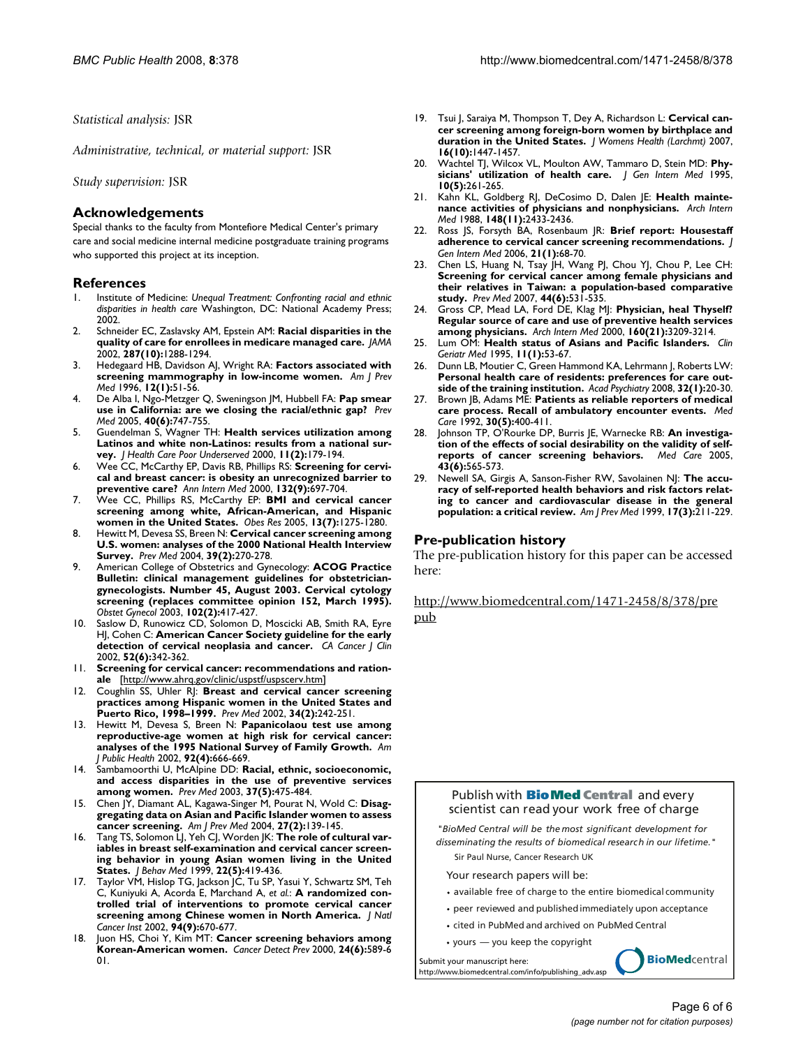*Statistical analysis:* JSR

*Administrative, technical, or material support:* JSR

*Study supervision:* JSR

## Acknowledgements

Special thanks to the faculty from Montefiore Medical Center's primary care and social medicine internal medicine postgraduate training programs who supported this project at its inception.

## References

1. Institute of Medicine: *Unequal Treatment: Confronting racial and ethnic disparities in health care* Washington, DC: National Academy Press; 2002.
2. Schneider EC, Zaslavsky AM, Epstein AM: **Racial disparities in the quality of care for enrollees in medicare managed care.** *JAMA* 2002, **287(10):**1288-1294.
3. Hedegaard HB, Davidson AJ, Wright RA: **Factors associated with screening mammography in low-income women.** *Am J Prev Med* 1996, **12(1):**51-56.
4. De Alba I, Ngo-Metzger Q, Sweningson JM, Hubbell FA: **Pap smear use in California: are we closing the racial/ethnic gap?** *Prev Med* 2005, **40(6):**747-755.
5. Guendelman S, Wagner TH: **Health services utilization among Latinos and white non-Latinos: results from a national survey.** *J Health Care Poor Underserved* 2000, **11(2):**179-194.
6. Wee CC, McCarthy EP, Davis RB, Phillips RS: **Screening for cervical and breast cancer: is obesity an unrecognized barrier to preventive care?** *Ann Intern Med* 2000, **132(9):**697-704.
7. Wee CC, Phillips RS, McCarthy EP: **BMI and cervical cancer screening among white, African-American, and Hispanic women in the United States.** *Obes Res* 2005, **13(7):**1275-1280.
8. Hewitt M, Devesa SS, Breen N: **Cervical cancer screening among U.S. women: analyses of the 2000 National Health Interview Survey.** *Prev Med* 2004, **39(2):**270-278.
9. American College of Obstetrics and Gynecology: **ACOG Practice Bulletin: clinical management guidelines for obstetrician-gynecologists. Number 45, August 2003. Cervical cytology screening (replaces committee opinion 152, March 1995).** *Obstet Gynecol* 2003, **102(2):**417-427.
10. Saslow D, Runowicz CD, Solomon D, Moscicki AB, Smith RA, Eyre HJ, Cohen C: **American Cancer Society guideline for the early detection of cervical neoplasia and cancer.** *CA Cancer J Clin* 2002, **52(6):**342-362.
11. **Screening for cervical cancer: recommendations and rationale** [http://www.ahrq.gov/clinic/uspstf/uspscerv.htm]
12. Coughlin SS, Uhler RJ: **Breast and cervical cancer screening practices among Hispanic women in the United States and Puerto Rico, 1998–1999.** *Prev Med* 2002, **34(2):**242-251.
13. Hewitt M, Devesa S, Breen N: **Papanicolaou test use among reproductive-age women at high risk for cervical cancer: analyses of the 1995 National Survey of Family Growth.** *Am J Public Health* 2002, **92(4):**666-669.
14. Sambamoorthi U, McAlpine DD: **Racial, ethnic, socioeconomic, and access disparities in the use of preventive services among women.** *Prev Med* 2003, **37(5):**475-484.
15. Chen JY, Diamant AL, Kagawa-Singer M, Pourat N, Wold C: **Disaggregating data on Asian and Pacific Islander women to assess cancer screening.** *Am J Prev Med* 2004, **27(2):**139-145.
16. Tang TS, Solomon LJ, Yeh CJ, Worden JK: **The role of cultural variables in breast self-examination and cervical cancer screening behavior in young Asian women living in the United States.** *J Behav Med* 1999, **22(5):**419-436.
17. Taylor VM, Hislop TG, Jackson JC, Tu SP, Yasui Y, Schwartz SM, Teh C, Kuniyuki A, Acorda E, Marchand A, *et al.*: **A randomized controlled trial of interventions to promote cervical cancer screening among Chinese women in North America.** *J Natl Cancer Inst* 2002, **94(9):**670-677.
18. Juon HS, Choi Y, Kim MT: **Cancer screening behaviors among Korean-American women.** *Cancer Detect Prev* 2000, **24(6):**589-601.
19. Tsui J, Saraiya M, Thompson T, Dey A, Richardson L: **Cervical cancer screening among foreign-born women by birthplace and duration in the United States.** *J Womens Health (Larchmt)* 2007, **16(10):**1447-1457.
20. Wachtel TJ, Wilcox VL, Moulton AW, Tammaro D, Stein MD: **Physicians' utilization of health care.** *J Gen Intern Med* 1995, **10(5):**261-265.
21. Kahn KL, Goldberg RJ, DeCosimo D, Dalen JE: **Health maintenance activities of physicians and nonphysicians.** *Arch Intern Med* 1988, **148(11):**2433-2436.
22. Ross JS, Forsyth BA, Rosenbaum JR: **Brief report: Housestaff adherence to cervical cancer screening recommendations.** *J Gen Intern Med* 2006, **21(1):**68-70.
23. Chen LS, Huang N, Tsay JH, Wang PJ, Chou YJ, Chou P, Lee CH: **Screening for cervical cancer among female physicians and their relatives in Taiwan: a population-based comparative study.** *Prev Med* 2007, **44(6):**531-535.
24. Gross CP, Mead LA, Ford DE, Klag MJ: **Physician, heal Thyself? Regular source of care and use of preventive health services among physicians.** *Arch Intern Med* 2000, **160(21):**3209-3214.
25. Lum OM: **Health status of Asians and Pacific Islanders.** *Clin Geriatr Med* 1995, **11(1):**53-67.
26. Dunn LB, Moutier C, Green Hammond KA, Lehrmann J, Roberts LW: **Personal health care of residents: preferences for care outside of the training institution.** *Acad Psychiatry* 2008, **32(1):**20-30.
27. Brown JB, Adams ME: **Patients as reliable reporters of medical care process. Recall of ambulatory encounter events.** *Med Care* 1992, **30(5):**400-411.
28. Johnson TP, O'Rourke DP, Burris JE, Warnecke RB: **An investigation of the effects of social desirability on the validity of self-reports of cancer screening behaviors.** *Med Care* 2005, **43(6):**565-573.
29. Newell SA, Girgis A, Sanson-Fisher RW, Savolainen NJ: **The accuracy of self-reported health behaviors and risk factors relating to cancer and cardiovascular disease in the general population: a critical review.** *Am J Prev Med* 1999, **17(3):**211-229.

## Pre-publication history

The pre-publication history for this paper can be accessed here:

http://www.biomedcentral.com/1471-2458/8/378/prepub

Publish with **BioMed Central** and every scientist can read your work free of charge

*"BioMed Central will be the most significant development for disseminating the results of biomedical research in our lifetime."*
Sir Paul Nurse, Cancer Research UK

Your research papers will be:

- available free of charge to the entire biomedical community
- peer reviewed and published immediately upon acceptance
- cited in PubMed and archived on PubMed Central
- yours — you keep the copyright

Submit your manuscript here:
http://www.biomedcentral.com/info/publishing_adv.asp

**BioMed**central